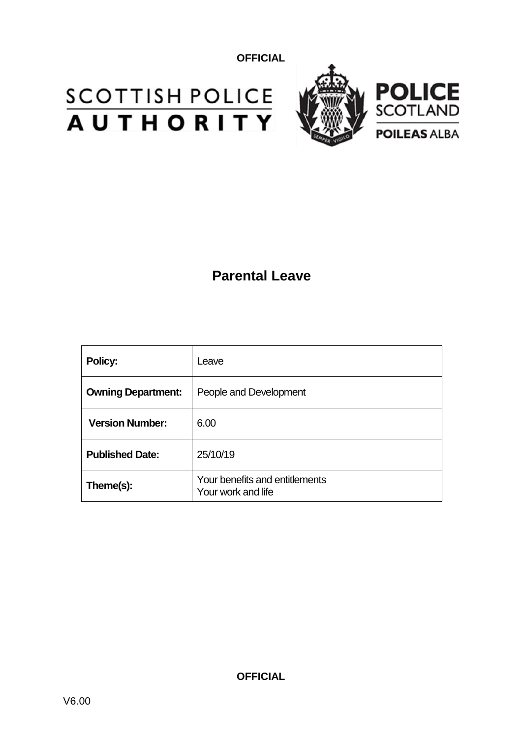OFFICIAL

SCOTTISH POLICE AUTHORITY

POLICE SCOTLAND
POILEAS ALBA

# Parental Leave

| Policy: | Leave |
| --- | --- |
| Owning Department: | People and Development |
| Version Number: | 6.00 |
| Published Date: | 25/10/19 |
| Theme(s): | Your benefits and entitlements<br>Your work and life |

OFFICIAL

V6.00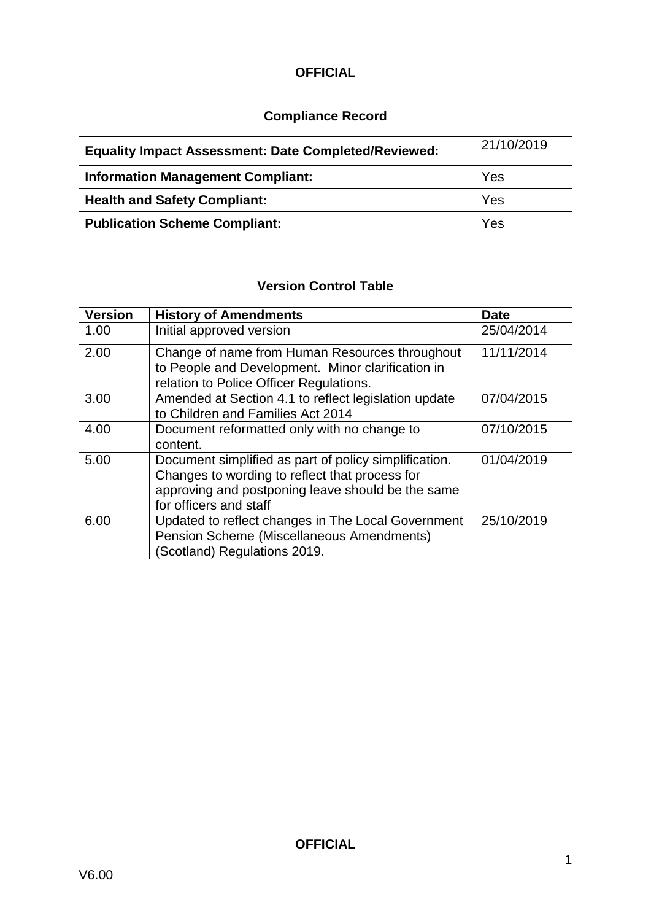## Compliance Record

| | |
|---|---|
| **Equality Impact Assessment: Date Completed/Reviewed:** | 21/10/2019 |
| **Information Management Compliant:** | Yes |
| **Health and Safety Compliant:** | Yes |
| **Publication Scheme Compliant:** | Yes |

## Version Control Table

| Version | History of Amendments | Date |
|---|---|---|
| 1.00 | Initial approved version | 25/04/2014 |
| 2.00 | Change of name from Human Resources throughout to People and Development. Minor clarification in relation to Police Officer Regulations. | 11/11/2014 |
| 3.00 | Amended at Section 4.1 to reflect legislation update to Children and Families Act 2014 | 07/04/2015 |
| 4.00 | Document reformatted only with no change to content. | 07/10/2015 |
| 5.00 | Document simplified as part of policy simplification. Changes to wording to reflect that process for approving and postponing leave should be the same for officers and staff | 01/04/2019 |
| 6.00 | Updated to reflect changes in The Local Government Pension Scheme (Miscellaneous Amendments) (Scotland) Regulations 2019. | 25/10/2019 |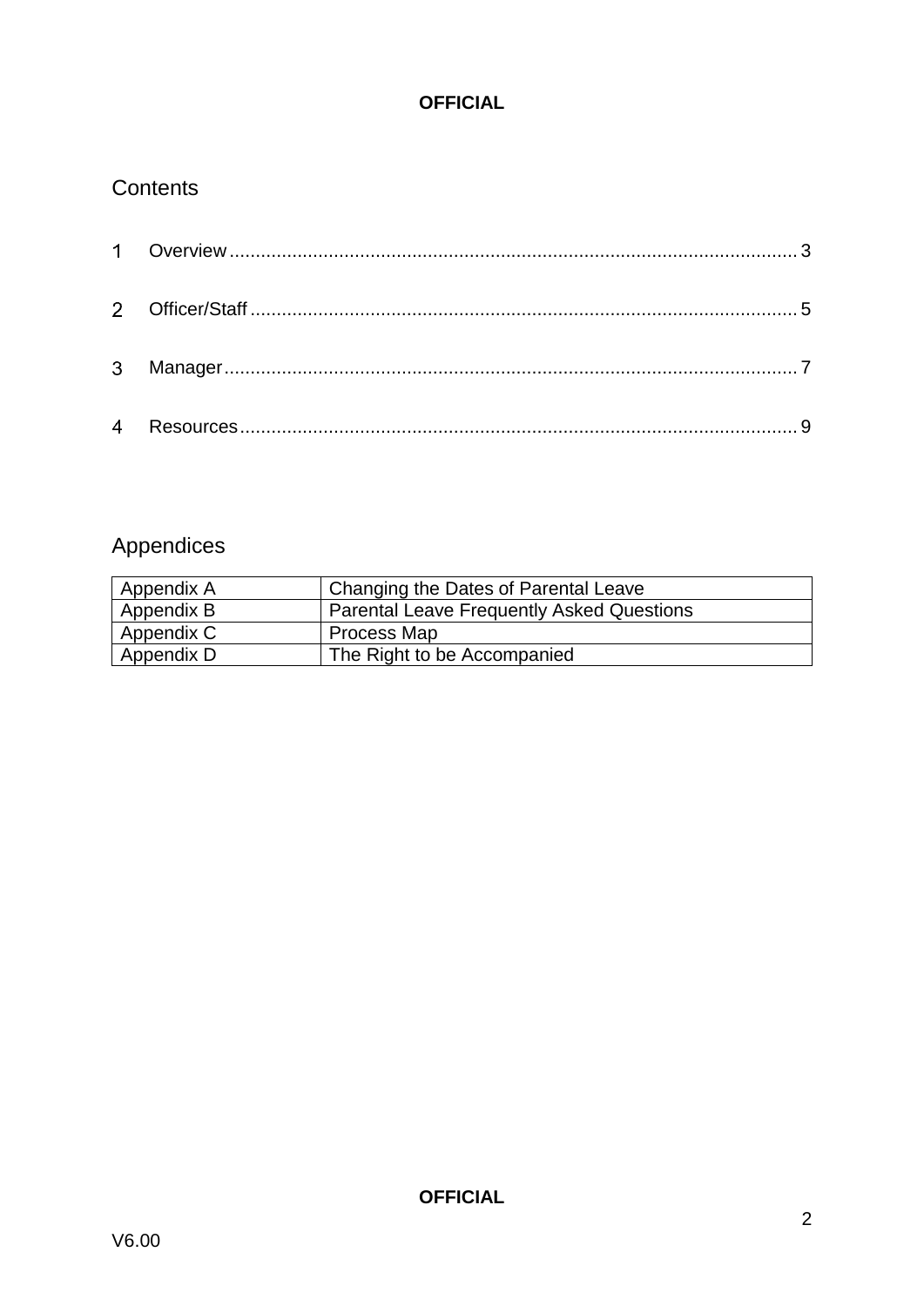## Contents

1 Overview ........................................................................................................ 3

2 Officer/Staff .................................................................................................... 5

3 Manager ......................................................................................................... 7

4 Resources ...................................................................................................... 9

## Appendices

| Appendix A | Changing the Dates of Parental Leave |
|---|---|
| Appendix B | Parental Leave Frequently Asked Questions |
| Appendix C | Process Map |
| Appendix D | The Right to be Accompanied |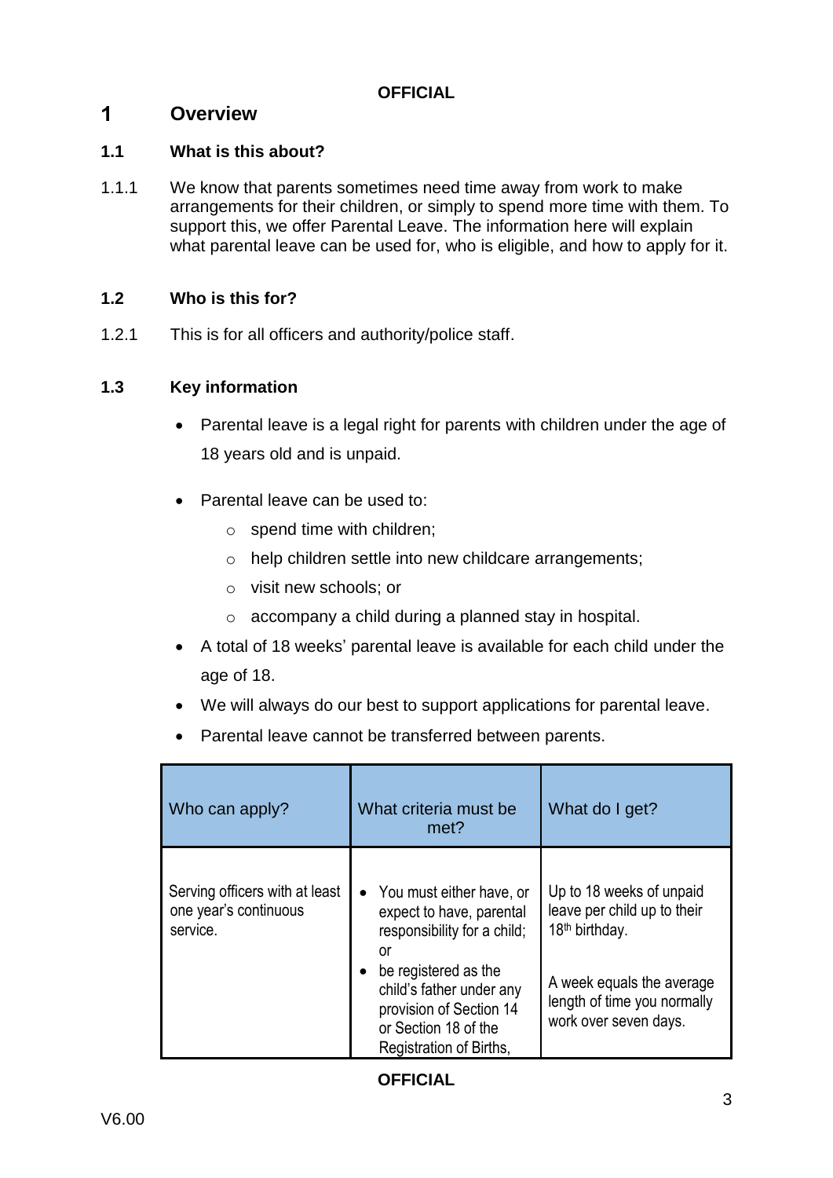# 1 Overview

## 1.1 What is this about?

1.1.1 We know that parents sometimes need time away from work to make arrangements for their children, or simply to spend more time with them. To support this, we offer Parental Leave. The information here will explain what parental leave can be used for, who is eligible, and how to apply for it.

## 1.2 Who is this for?

1.2.1 This is for all officers and authority/police staff.

## 1.3 Key information

- Parental leave is a legal right for parents with children under the age of 18 years old and is unpaid.
- Parental leave can be used to:
  - spend time with children;
  - help children settle into new childcare arrangements;
  - visit new schools; or
  - accompany a child during a planned stay in hospital.
- A total of 18 weeks' parental leave is available for each child under the age of 18.
- We will always do our best to support applications for parental leave.
- Parental leave cannot be transferred between parents.

| Who can apply? | What criteria must be met? | What do I get? |
|---|---|---|
| Serving officers with at least one year's continuous service. | • You must either have, or expect to have, parental responsibility for a child; or<br>• be registered as the child's father under any provision of Section 14 or Section 18 of the Registration of Births, | Up to 18 weeks of unpaid leave per child up to their 18th birthday.<br><br>A week equals the average length of time you normally work over seven days. |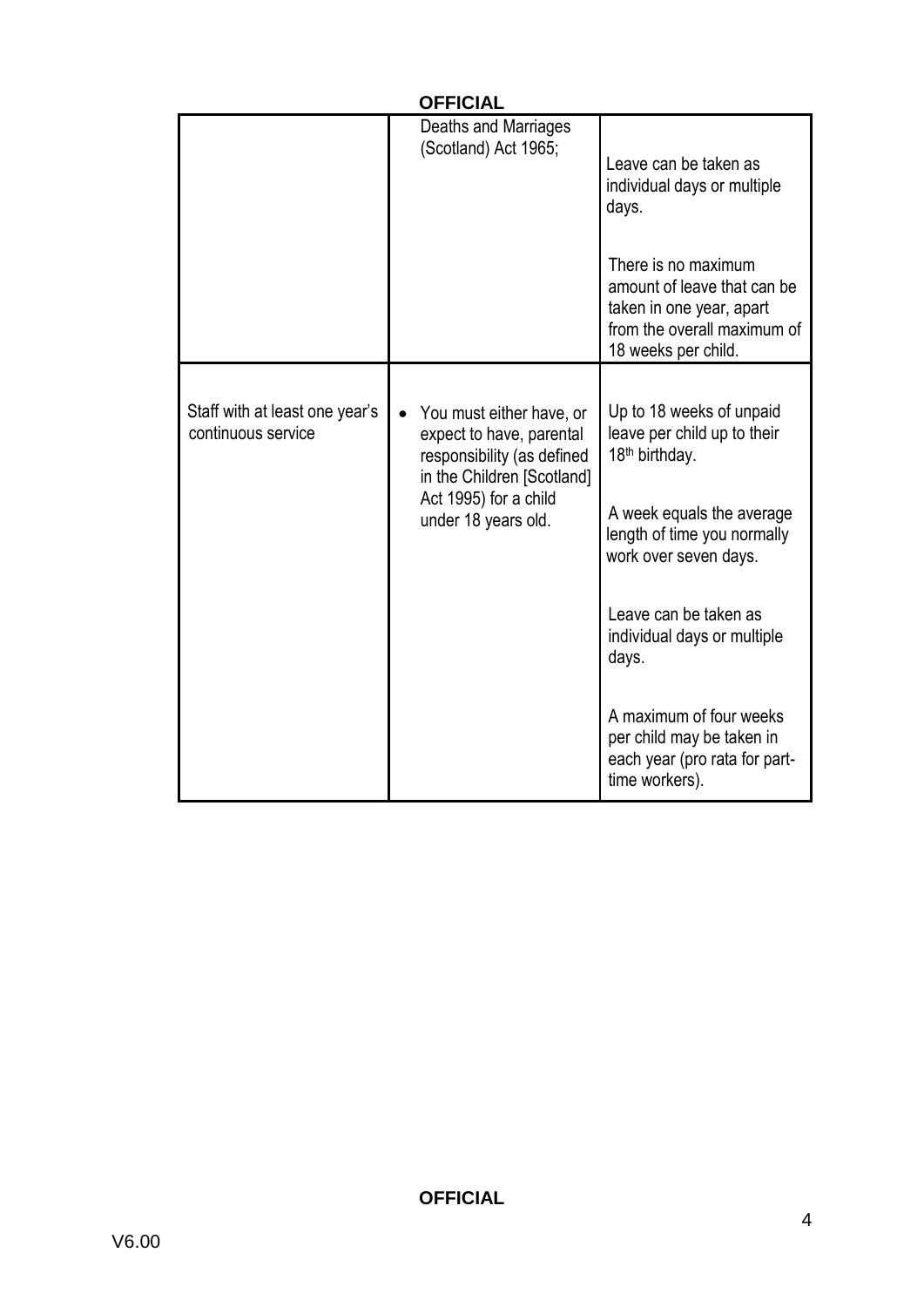| | | |
|---|---|---|
| | Deaths and Marriages (Scotland) Act 1965; | Leave can be taken as individual days or multiple days.<br><br>There is no maximum amount of leave that can be taken in one year, apart from the overall maximum of 18 weeks per child. |
| Staff with at least one year's continuous service | • You must either have, or expect to have, parental responsibility (as defined in the Children [Scotland] Act 1995) for a child under 18 years old. | Up to 18 weeks of unpaid leave per child up to their 18th birthday.<br><br>A week equals the average length of time you normally work over seven days.<br><br>Leave can be taken as individual days or multiple days.<br><br>A maximum of four weeks per child may be taken in each year (pro rata for part-time workers). |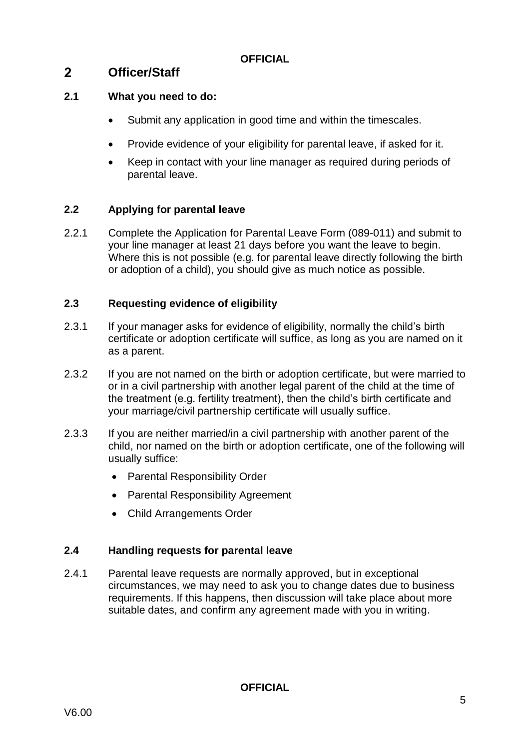## 2 Officer/Staff

### 2.1 What you need to do:

- Submit any application in good time and within the timescales.
- Provide evidence of your eligibility for parental leave, if asked for it.
- Keep in contact with your line manager as required during periods of parental leave.

### 2.2 Applying for parental leave

2.2.1 Complete the Application for Parental Leave Form (089-011) and submit to your line manager at least 21 days before you want the leave to begin. Where this is not possible (e.g. for parental leave directly following the birth or adoption of a child), you should give as much notice as possible.

### 2.3 Requesting evidence of eligibility

2.3.1 If your manager asks for evidence of eligibility, normally the child's birth certificate or adoption certificate will suffice, as long as you are named on it as a parent.

2.3.2 If you are not named on the birth or adoption certificate, but were married to or in a civil partnership with another legal parent of the child at the time of the treatment (e.g. fertility treatment), then the child's birth certificate and your marriage/civil partnership certificate will usually suffice.

2.3.3 If you are neither married/in a civil partnership with another parent of the child, nor named on the birth or adoption certificate, one of the following will usually suffice:

- Parental Responsibility Order
- Parental Responsibility Agreement
- Child Arrangements Order

### 2.4 Handling requests for parental leave

2.4.1 Parental leave requests are normally approved, but in exceptional circumstances, we may need to ask you to change dates due to business requirements. If this happens, then discussion will take place about more suitable dates, and confirm any agreement made with you in writing.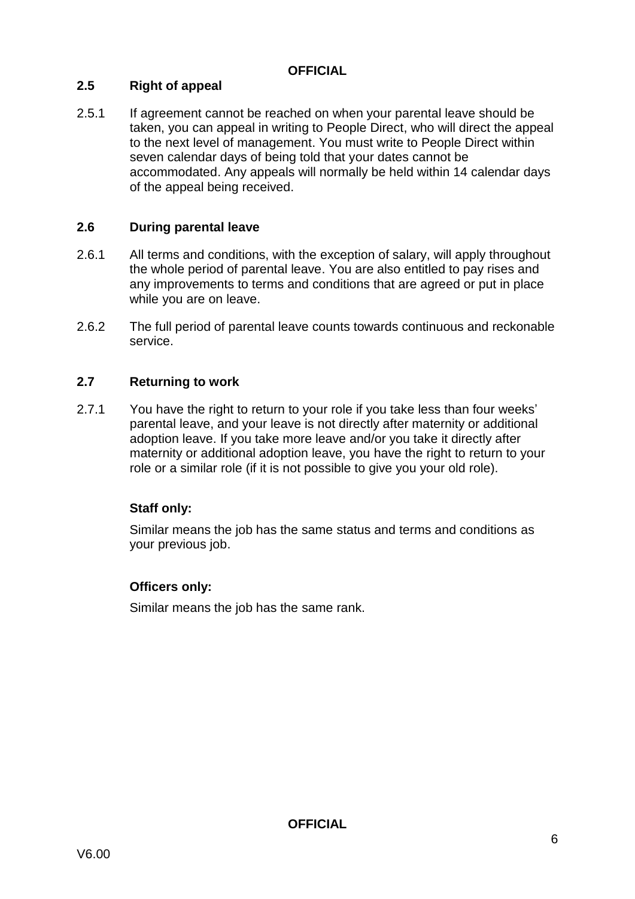## 2.5 Right of appeal

2.5.1 If agreement cannot be reached on when your parental leave should be taken, you can appeal in writing to People Direct, who will direct the appeal to the next level of management. You must write to People Direct within seven calendar days of being told that your dates cannot be accommodated. Any appeals will normally be held within 14 calendar days of the appeal being received.

## 2.6 During parental leave

2.6.1 All terms and conditions, with the exception of salary, will apply throughout the whole period of parental leave. You are also entitled to pay rises and any improvements to terms and conditions that are agreed or put in place while you are on leave.

2.6.2 The full period of parental leave counts towards continuous and reckonable service.

## 2.7 Returning to work

2.7.1 You have the right to return to your role if you take less than four weeks' parental leave, and your leave is not directly after maternity or additional adoption leave. If you take more leave and/or you take it directly after maternity or additional adoption leave, you have the right to return to your role or a similar role (if it is not possible to give you your old role).

**Staff only:**

Similar means the job has the same status and terms and conditions as your previous job.

**Officers only:**

Similar means the job has the same rank.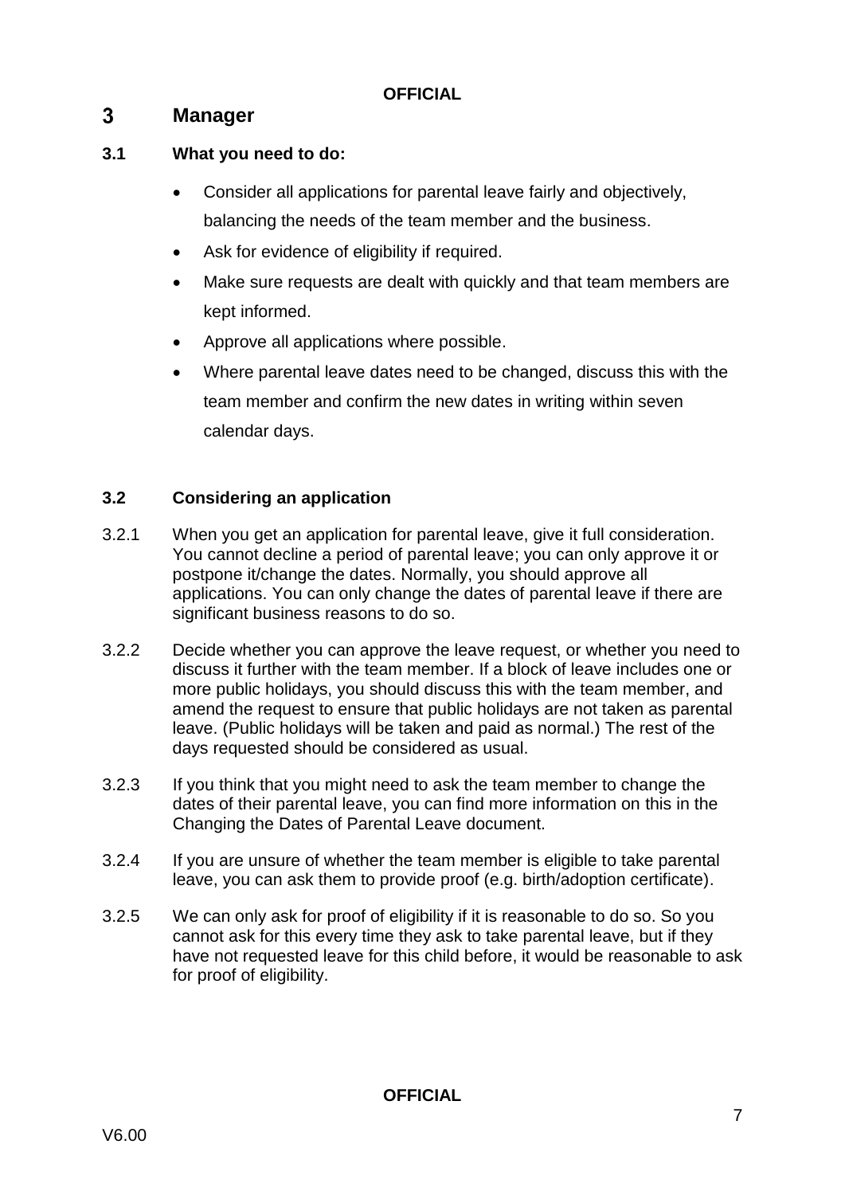# 3 Manager

## 3.1 What you need to do:

- Consider all applications for parental leave fairly and objectively, balancing the needs of the team member and the business.
- Ask for evidence of eligibility if required.
- Make sure requests are dealt with quickly and that team members are kept informed.
- Approve all applications where possible.
- Where parental leave dates need to be changed, discuss this with the team member and confirm the new dates in writing within seven calendar days.

## 3.2 Considering an application

3.2.1 When you get an application for parental leave, give it full consideration. You cannot decline a period of parental leave; you can only approve it or postpone it/change the dates. Normally, you should approve all applications. You can only change the dates of parental leave if there are significant business reasons to do so.

3.2.2 Decide whether you can approve the leave request, or whether you need to discuss it further with the team member. If a block of leave includes one or more public holidays, you should discuss this with the team member, and amend the request to ensure that public holidays are not taken as parental leave. (Public holidays will be taken and paid as normal.) The rest of the days requested should be considered as usual.

3.2.3 If you think that you might need to ask the team member to change the dates of their parental leave, you can find more information on this in the Changing the Dates of Parental Leave document.

3.2.4 If you are unsure of whether the team member is eligible to take parental leave, you can ask them to provide proof (e.g. birth/adoption certificate).

3.2.5 We can only ask for proof of eligibility if it is reasonable to do so. So you cannot ask for this every time they ask to take parental leave, but if they have not requested leave for this child before, it would be reasonable to ask for proof of eligibility.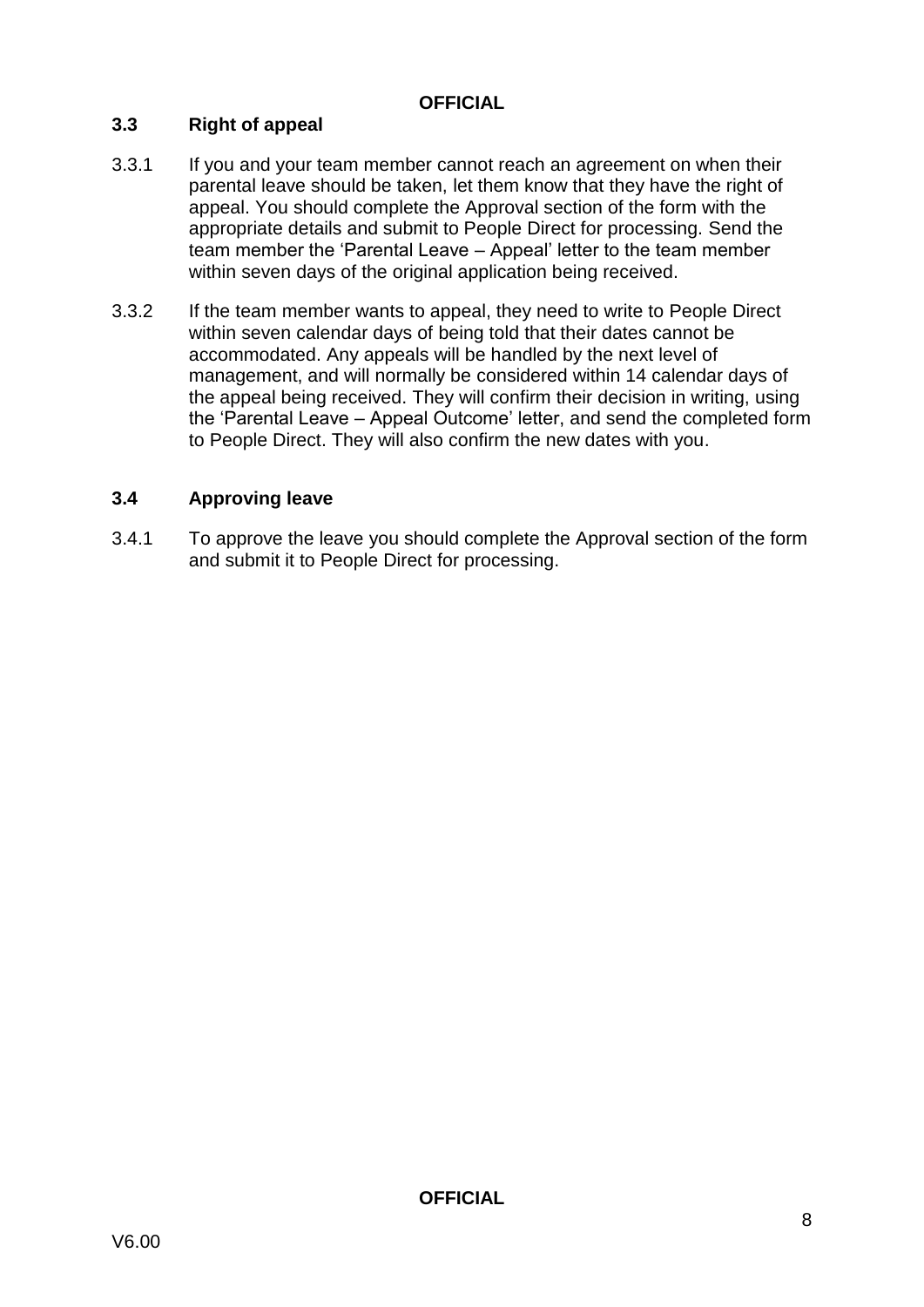### 3.3 Right of appeal

3.3.1 If you and your team member cannot reach an agreement on when their parental leave should be taken, let them know that they have the right of appeal. You should complete the Approval section of the form with the appropriate details and submit to People Direct for processing. Send the team member the 'Parental Leave – Appeal' letter to the team member within seven days of the original application being received.

3.3.2 If the team member wants to appeal, they need to write to People Direct within seven calendar days of being told that their dates cannot be accommodated. Any appeals will be handled by the next level of management, and will normally be considered within 14 calendar days of the appeal being received. They will confirm their decision in writing, using the 'Parental Leave – Appeal Outcome' letter, and send the completed form to People Direct. They will also confirm the new dates with you.

### 3.4 Approving leave

3.4.1 To approve the leave you should complete the Approval section of the form and submit it to People Direct for processing.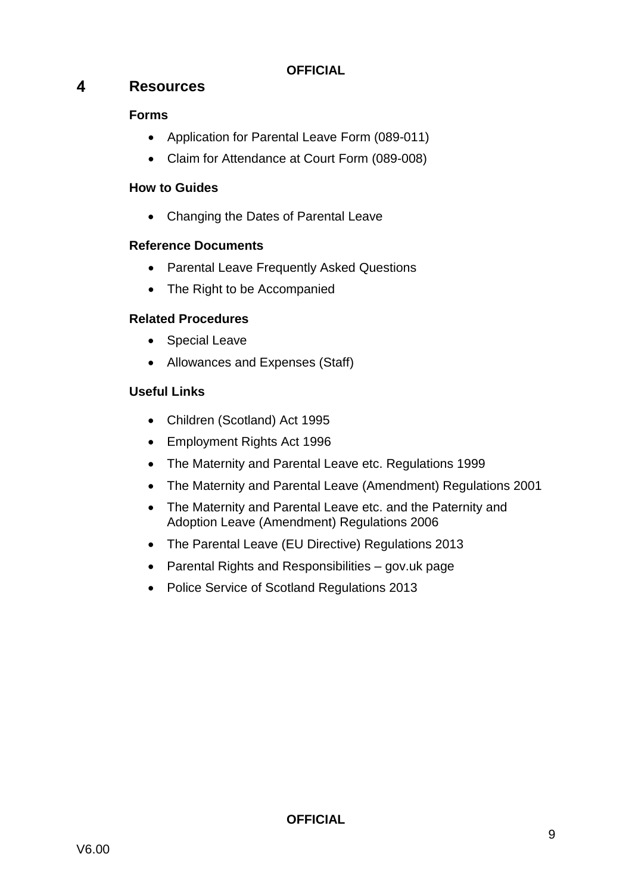## 4 Resources

**Forms**

- Application for Parental Leave Form (089-011)
- Claim for Attendance at Court Form (089-008)

**How to Guides**

- Changing the Dates of Parental Leave

**Reference Documents**

- Parental Leave Frequently Asked Questions
- The Right to be Accompanied

**Related Procedures**

- Special Leave
- Allowances and Expenses (Staff)

**Useful Links**

- Children (Scotland) Act 1995
- Employment Rights Act 1996
- The Maternity and Parental Leave etc. Regulations 1999
- The Maternity and Parental Leave (Amendment) Regulations 2001
- The Maternity and Parental Leave etc. and the Paternity and Adoption Leave (Amendment) Regulations 2006
- The Parental Leave (EU Directive) Regulations 2013
- Parental Rights and Responsibilities – gov.uk page
- Police Service of Scotland Regulations 2013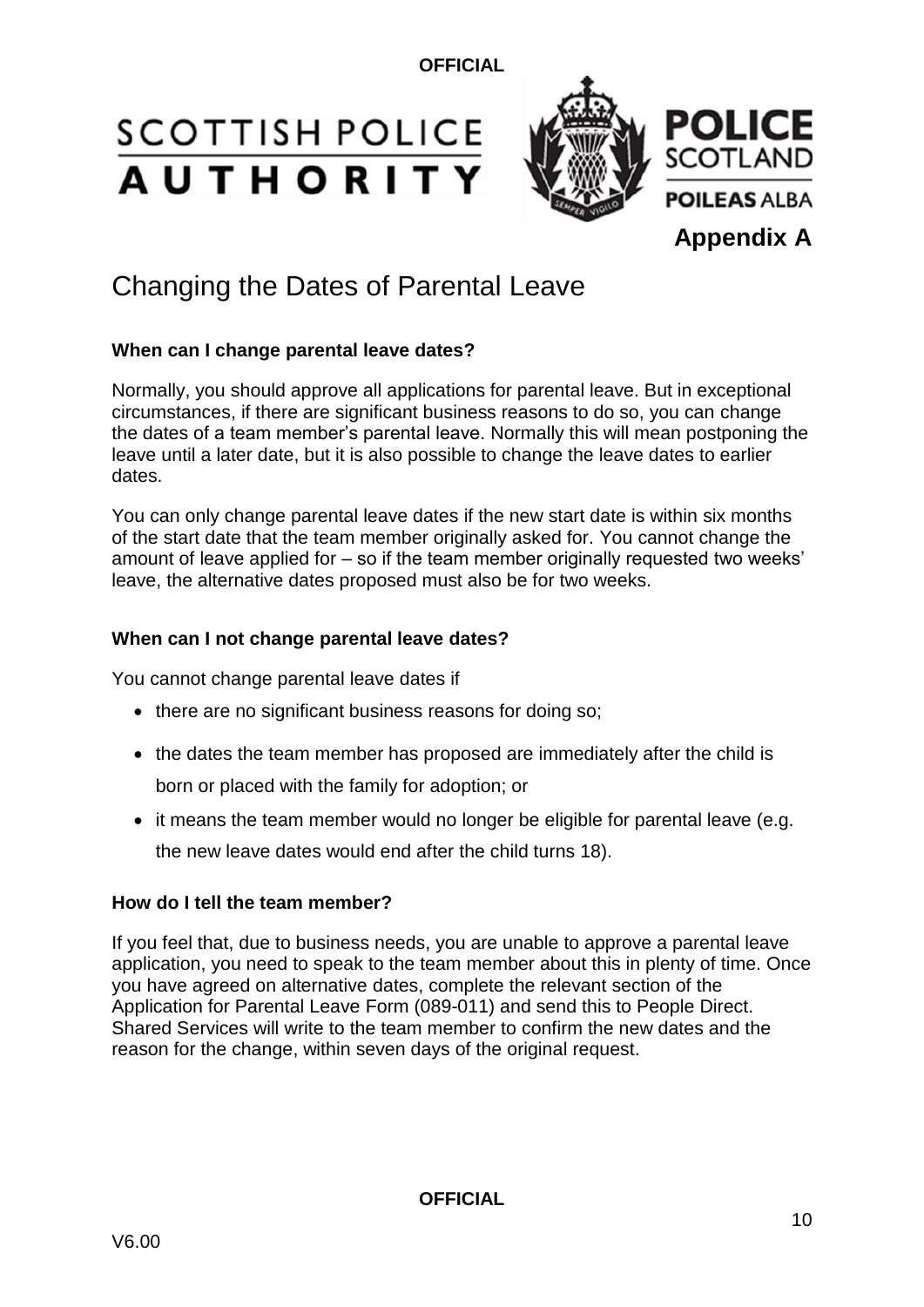**Appendix A**

# Changing the Dates of Parental Leave

### When can I change parental leave dates?

Normally, you should approve all applications for parental leave. But in exceptional circumstances, if there are significant business reasons to do so, you can change the dates of a team member's parental leave. Normally this will mean postponing the leave until a later date, but it is also possible to change the leave dates to earlier dates.

You can only change parental leave dates if the new start date is within six months of the start date that the team member originally asked for. You cannot change the amount of leave applied for – so if the team member originally requested two weeks' leave, the alternative dates proposed must also be for two weeks.

### When can I not change parental leave dates?

You cannot change parental leave dates if

- there are no significant business reasons for doing so;
- the dates the team member has proposed are immediately after the child is born or placed with the family for adoption; or
- it means the team member would no longer be eligible for parental leave (e.g. the new leave dates would end after the child turns 18).

### How do I tell the team member?

If you feel that, due to business needs, you are unable to approve a parental leave application, you need to speak to the team member about this in plenty of time. Once you have agreed on alternative dates, complete the relevant section of the Application for Parental Leave Form (089-011) and send this to People Direct. Shared Services will write to the team member to confirm the new dates and the reason for the change, within seven days of the original request.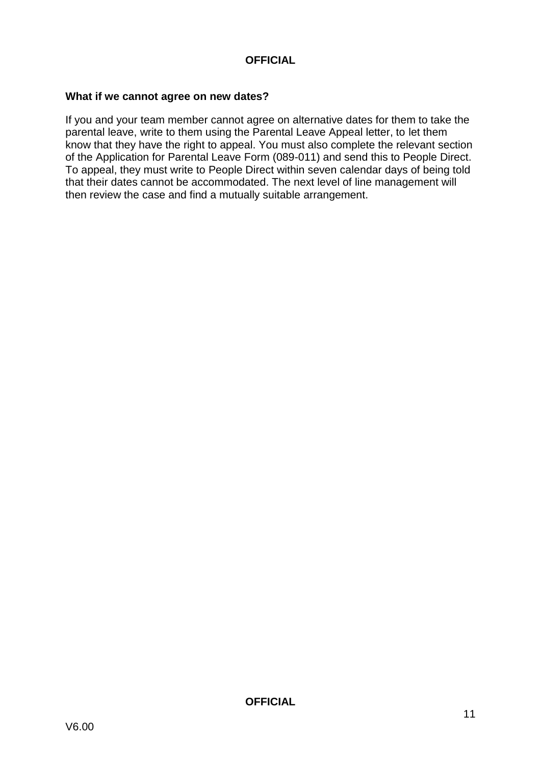### What if we cannot agree on new dates?

If you and your team member cannot agree on alternative dates for them to take the parental leave, write to them using the Parental Leave Appeal letter, to let them know that they have the right to appeal. You must also complete the relevant section of the Application for Parental Leave Form (089-011) and send this to People Direct. To appeal, they must write to People Direct within seven calendar days of being told that their dates cannot be accommodated. The next level of line management will then review the case and find a mutually suitable arrangement.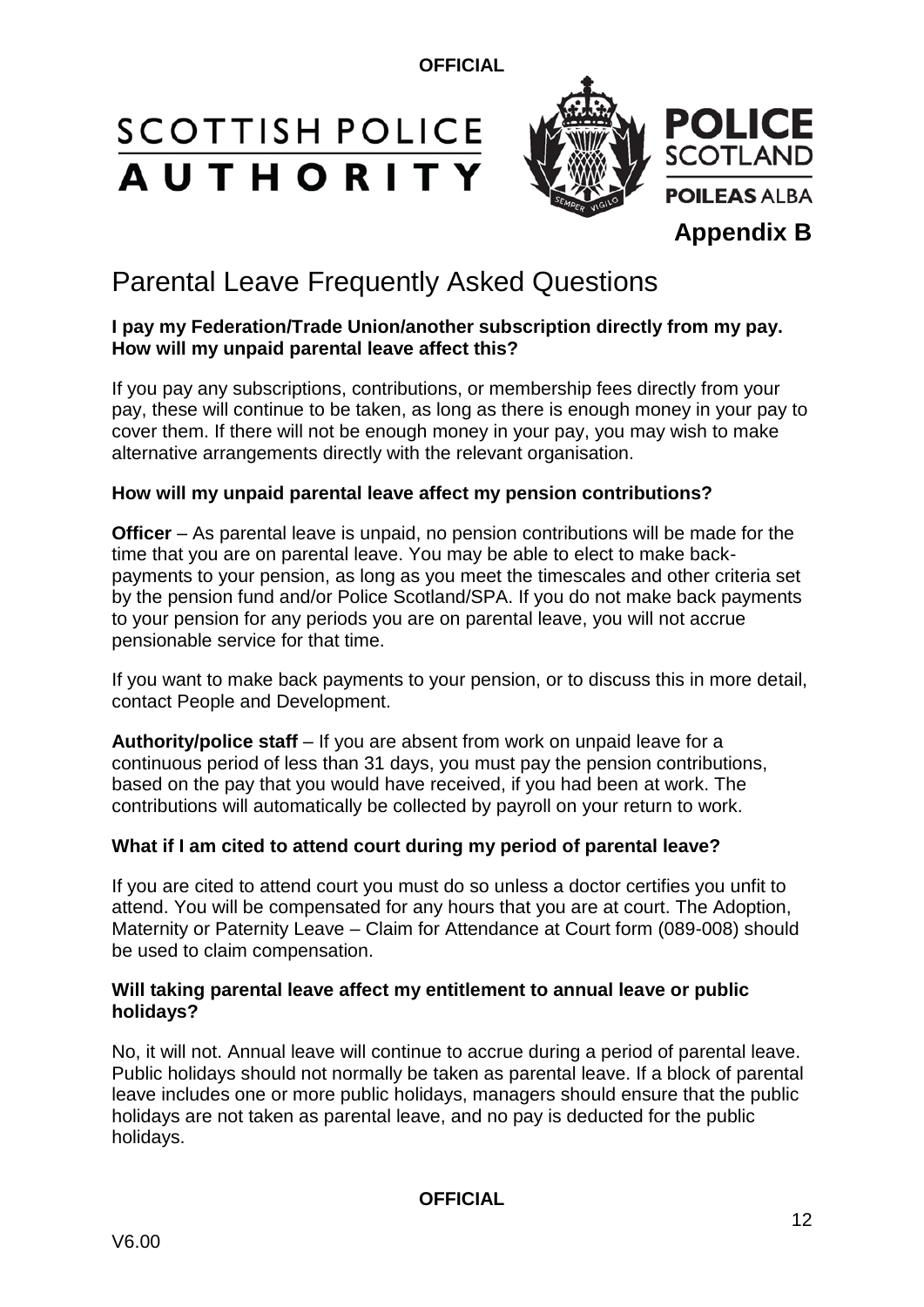**Appendix B**

# Parental Leave Frequently Asked Questions

**I pay my Federation/Trade Union/another subscription directly from my pay. How will my unpaid parental leave affect this?**

If you pay any subscriptions, contributions, or membership fees directly from your pay, these will continue to be taken, as long as there is enough money in your pay to cover them. If there will not be enough money in your pay, you may wish to make alternative arrangements directly with the relevant organisation.

**How will my unpaid parental leave affect my pension contributions?**

**Officer** – As parental leave is unpaid, no pension contributions will be made for the time that you are on parental leave. You may be able to elect to make back-payments to your pension, as long as you meet the timescales and other criteria set by the pension fund and/or Police Scotland/SPA. If you do not make back payments to your pension for any periods you are on parental leave, you will not accrue pensionable service for that time.

If you want to make back payments to your pension, or to discuss this in more detail, contact People and Development.

**Authority/police staff** – If you are absent from work on unpaid leave for a continuous period of less than 31 days, you must pay the pension contributions, based on the pay that you would have received, if you had been at work. The contributions will automatically be collected by payroll on your return to work.

**What if I am cited to attend court during my period of parental leave?**

If you are cited to attend court you must do so unless a doctor certifies you unfit to attend. You will be compensated for any hours that you are at court. The Adoption, Maternity or Paternity Leave – Claim for Attendance at Court form (089-008) should be used to claim compensation.

**Will taking parental leave affect my entitlement to annual leave or public holidays?**

No, it will not. Annual leave will continue to accrue during a period of parental leave. Public holidays should not normally be taken as parental leave. If a block of parental leave includes one or more public holidays, managers should ensure that the public holidays are not taken as parental leave, and no pay is deducted for the public holidays.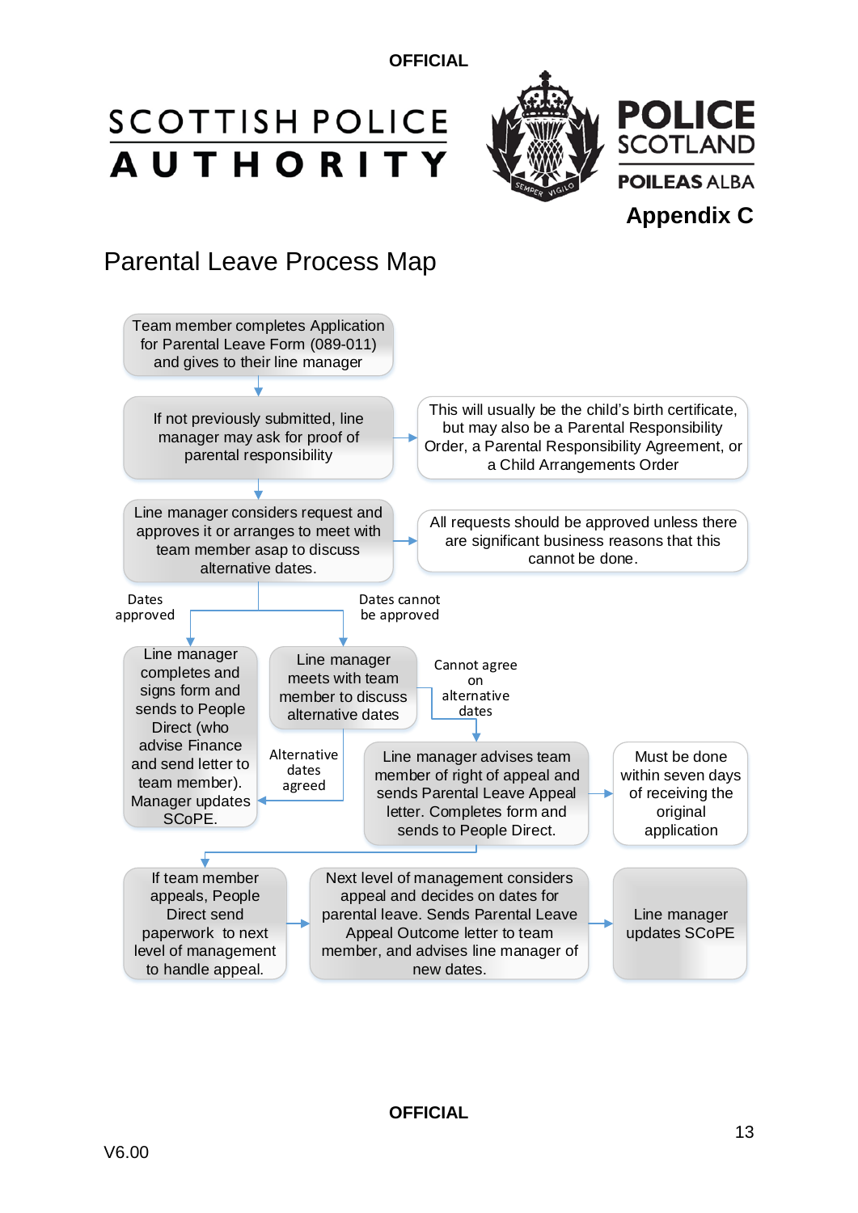OFFICIAL

SCOTTISH POLICE AUTHORITY

POLICE SCOTLAND
POILEAS ALBA

**Appendix C**

# Parental Leave Process Map

Team member completes Application for Parental Leave Form (089-011) and gives to their line manager

If not previously submitted, line manager may ask for proof of parental responsibility

This will usually be the child's birth certificate, but may also be a Parental Responsibility Order, a Parental Responsibility Agreement, or a Child Arrangements Order

Line manager considers request and approves it or arranges to meet with team member asap to discuss alternative dates.

All requests should be approved unless there are significant business reasons that this cannot be done.

Dates approved

Line manager completes and signs form and sends to People Direct (who advise Finance and send letter to team member). Manager updates SCoPE.

Dates cannot be approved

Line manager meets with team member to discuss alternative dates

Alternative dates agreed

Cannot agree on alternative dates

Line manager advises team member of right of appeal and sends Parental Leave Appeal letter. Completes form and sends to People Direct.

Must be done within seven days of receiving the original application

If team member appeals, People Direct send paperwork to next level of management to handle appeal.

Next level of management considers appeal and decides on dates for parental leave. Sends Parental Leave Appeal Outcome letter to team member, and advises line manager of new dates.

Line manager updates SCoPE

OFFICIAL

V6.00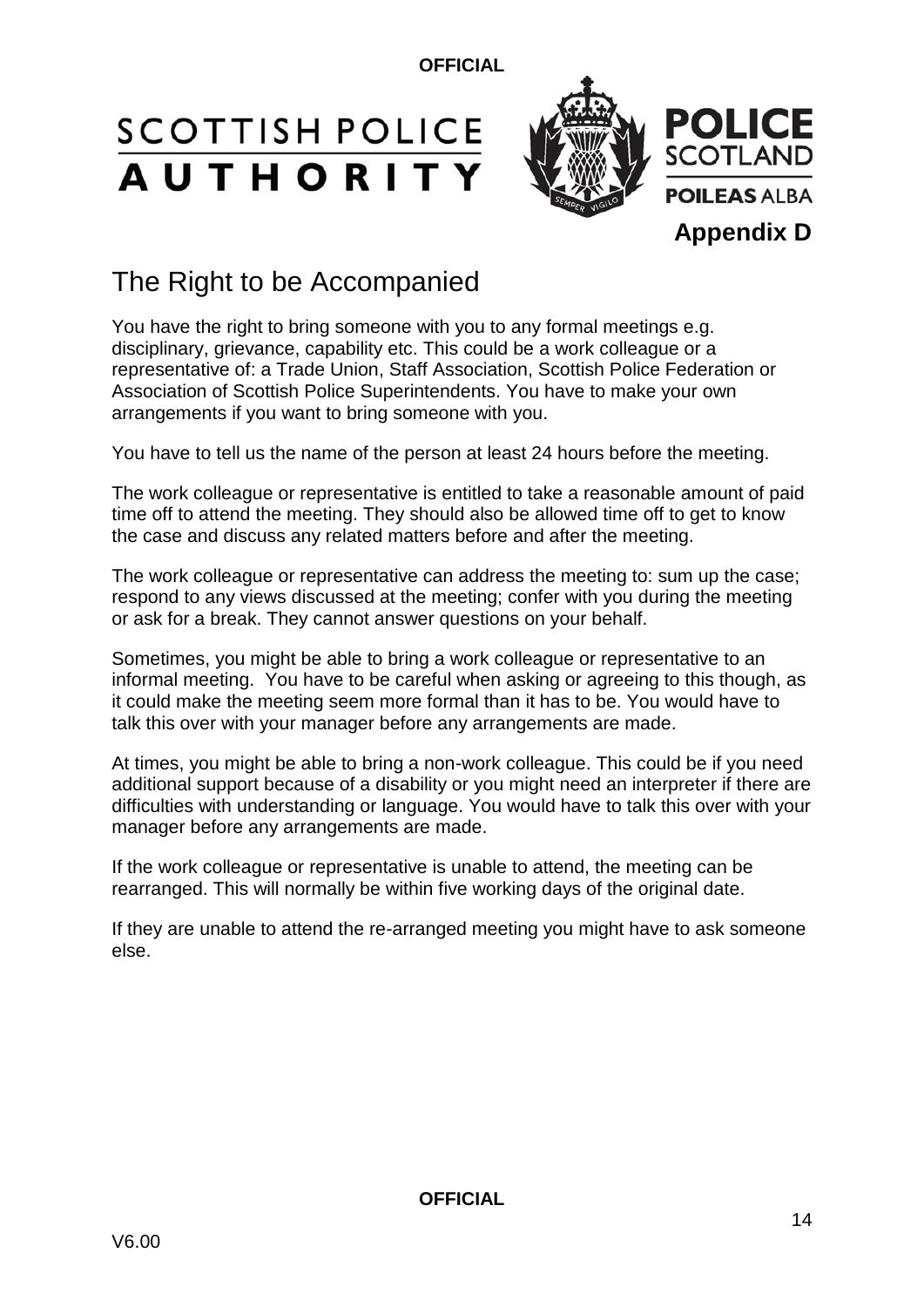**Appendix D**

# The Right to be Accompanied

You have the right to bring someone with you to any formal meetings e.g. disciplinary, grievance, capability etc. This could be a work colleague or a representative of: a Trade Union, Staff Association, Scottish Police Federation or Association of Scottish Police Superintendents. You have to make your own arrangements if you want to bring someone with you.

You have to tell us the name of the person at least 24 hours before the meeting.

The work colleague or representative is entitled to take a reasonable amount of paid time off to attend the meeting. They should also be allowed time off to get to know the case and discuss any related matters before and after the meeting.

The work colleague or representative can address the meeting to: sum up the case; respond to any views discussed at the meeting; confer with you during the meeting or ask for a break. They cannot answer questions on your behalf.

Sometimes, you might be able to bring a work colleague or representative to an informal meeting. You have to be careful when asking or agreeing to this though, as it could make the meeting seem more formal than it has to be. You would have to talk this over with your manager before any arrangements are made.

At times, you might be able to bring a non-work colleague. This could be if you need additional support because of a disability or you might need an interpreter if there are difficulties with understanding or language. You would have to talk this over with your manager before any arrangements are made.

If the work colleague or representative is unable to attend, the meeting can be rearranged. This will normally be within five working days of the original date.

If they are unable to attend the re-arranged meeting you might have to ask someone else.